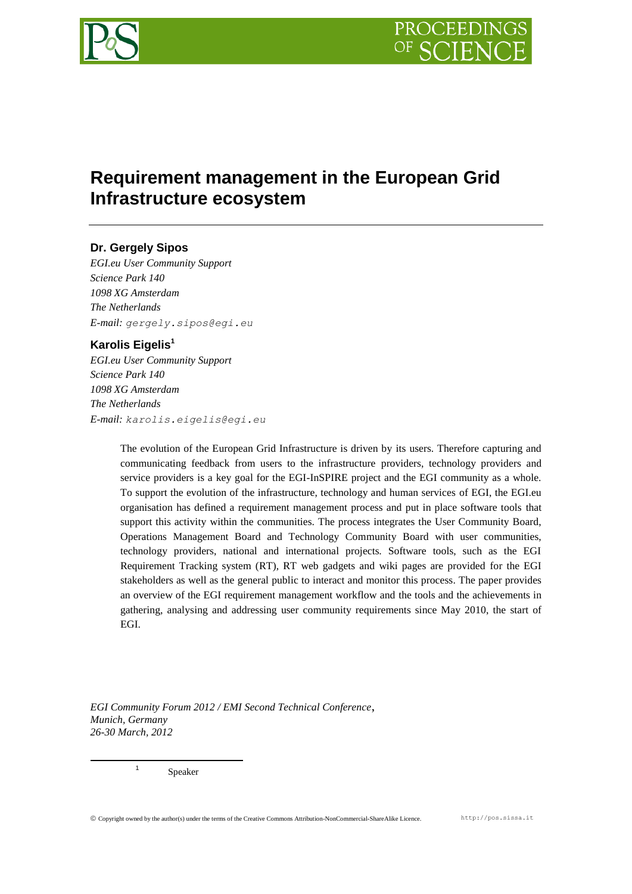# Requirement management in the European Grid Infrastructure ecosystem

**Dr. Gergely Sipos**

*EGI.eu User Community Support*
*Science Park 140*
*1098 XG Amsterdam*
*The Netherlands*
*E-mail:* gergely.sipos@egi.eu

**Karolis Eigelis**[1]

*EGI.eu User Community Support*
*Science Park 140*
*1098 XG Amsterdam*
*The Netherlands*
*E-mail:* karolis.eigelis@egi.eu

The evolution of the European Grid Infrastructure is driven by its users. Therefore capturing and communicating feedback from users to the infrastructure providers, technology providers and service providers is a key goal for the EGI-InSPIRE project and the EGI community as a whole. To support the evolution of the infrastructure, technology and human services of EGI, the EGI.eu organisation has defined a requirement management process and put in place software tools that support this activity within the communities. The process integrates the User Community Board, Operations Management Board and Technology Community Board with user communities, technology providers, national and international projects. Software tools, such as the EGI Requirement Tracking system (RT), RT web gadgets and wiki pages are provided for the EGI stakeholders as well as the general public to interact and monitor this process. The paper provides an overview of the EGI requirement management workflow and the tools and the achievements in gathering, analysing and addressing user community requirements since May 2010, the start of EGI.

*EGI Community Forum 2012 / EMI Second Technical Conference*,
*Munich, Germany*
*26-30 March, 2012*

[1] Speaker

© Copyright owned by the author(s) under the terms of the Creative Commons Attribution-NonCommercial-ShareAlike Licence. http://pos.sissa.it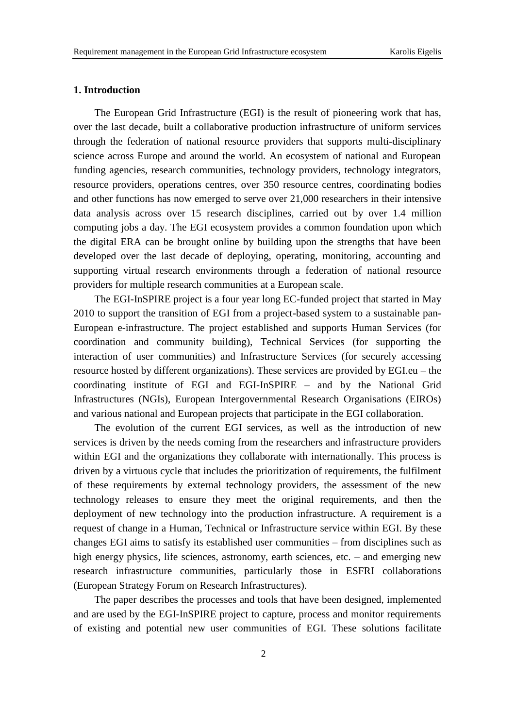## 1. Introduction

The European Grid Infrastructure (EGI) is the result of pioneering work that has, over the last decade, built a collaborative production infrastructure of uniform services through the federation of national resource providers that supports multi-disciplinary science across Europe and around the world. An ecosystem of national and European funding agencies, research communities, technology providers, technology integrators, resource providers, operations centres, over 350 resource centres, coordinating bodies and other functions has now emerged to serve over 21,000 researchers in their intensive data analysis across over 15 research disciplines, carried out by over 1.4 million computing jobs a day. The EGI ecosystem provides a common foundation upon which the digital ERA can be brought online by building upon the strengths that have been developed over the last decade of deploying, operating, monitoring, accounting and supporting virtual research environments through a federation of national resource providers for multiple research communities at a European scale.

The EGI-InSPIRE project is a four year long EC-funded project that started in May 2010 to support the transition of EGI from a project-based system to a sustainable pan-European e-infrastructure. The project established and supports Human Services (for coordination and community building), Technical Services (for supporting the interaction of user communities) and Infrastructure Services (for securely accessing resource hosted by different organizations). These services are provided by EGI.eu – the coordinating institute of EGI and EGI-InSPIRE – and by the National Grid Infrastructures (NGIs), European Intergovernmental Research Organisations (EIROs) and various national and European projects that participate in the EGI collaboration.

The evolution of the current EGI services, as well as the introduction of new services is driven by the needs coming from the researchers and infrastructure providers within EGI and the organizations they collaborate with internationally. This process is driven by a virtuous cycle that includes the prioritization of requirements, the fulfilment of these requirements by external technology providers, the assessment of the new technology releases to ensure they meet the original requirements, and then the deployment of new technology into the production infrastructure. A requirement is a request of change in a Human, Technical or Infrastructure service within EGI. By these changes EGI aims to satisfy its established user communities – from disciplines such as high energy physics, life sciences, astronomy, earth sciences, etc. – and emerging new research infrastructure communities, particularly those in ESFRI collaborations (European Strategy Forum on Research Infrastructures).

The paper describes the processes and tools that have been designed, implemented and are used by the EGI-InSPIRE project to capture, process and monitor requirements of existing and potential new user communities of EGI. These solutions facilitate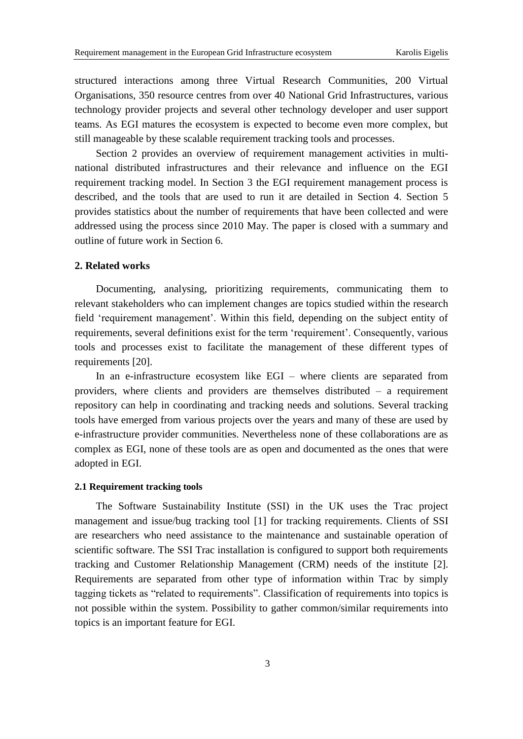structured interactions among three Virtual Research Communities, 200 Virtual Organisations, 350 resource centres from over 40 National Grid Infrastructures, various technology provider projects and several other technology developer and user support teams. As EGI matures the ecosystem is expected to become even more complex, but still manageable by these scalable requirement tracking tools and processes.

Section 2 provides an overview of requirement management activities in multi-national distributed infrastructures and their relevance and influence on the EGI requirement tracking model. In Section 3 the EGI requirement management process is described, and the tools that are used to run it are detailed in Section 4. Section 5 provides statistics about the number of requirements that have been collected and were addressed using the process since 2010 May. The paper is closed with a summary and outline of future work in Section 6.

## 2. Related works

Documenting, analysing, prioritizing requirements, communicating them to relevant stakeholders who can implement changes are topics studied within the research field 'requirement management'. Within this field, depending on the subject entity of requirements, several definitions exist for the term 'requirement'. Consequently, various tools and processes exist to facilitate the management of these different types of requirements [20].

In an e-infrastructure ecosystem like EGI – where clients are separated from providers, where clients and providers are themselves distributed – a requirement repository can help in coordinating and tracking needs and solutions. Several tracking tools have emerged from various projects over the years and many of these are used by e-infrastructure provider communities. Nevertheless none of these collaborations are as complex as EGI, none of these tools are as open and documented as the ones that were adopted in EGI.

### 2.1 Requirement tracking tools

The Software Sustainability Institute (SSI) in the UK uses the Trac project management and issue/bug tracking tool [1] for tracking requirements. Clients of SSI are researchers who need assistance to the maintenance and sustainable operation of scientific software. The SSI Trac installation is configured to support both requirements tracking and Customer Relationship Management (CRM) needs of the institute [2]. Requirements are separated from other type of information within Trac by simply tagging tickets as "related to requirements". Classification of requirements into topics is not possible within the system. Possibility to gather common/similar requirements into topics is an important feature for EGI.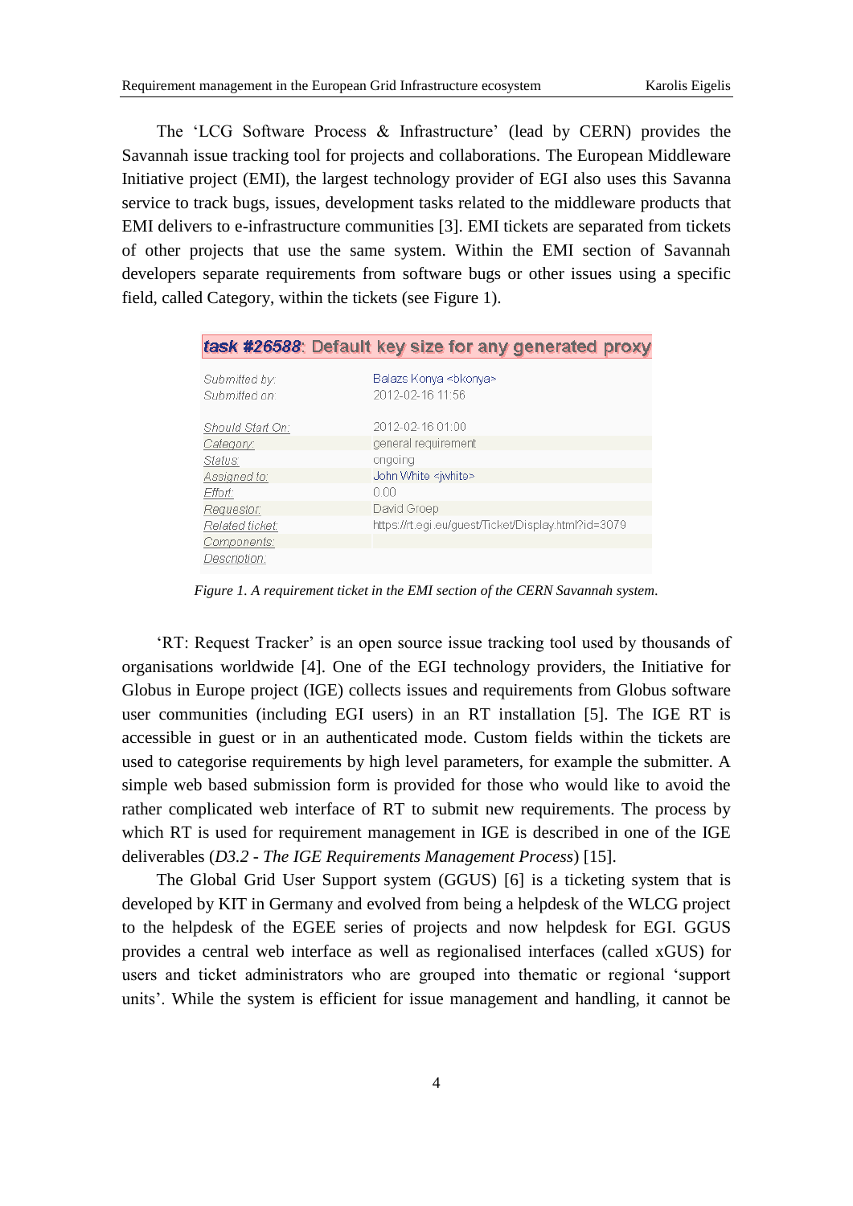The 'LCG Software Process & Infrastructure' (lead by CERN) provides the Savannah issue tracking tool for projects and collaborations. The European Middleware Initiative project (EMI), the largest technology provider of EGI also uses this Savanna service to track bugs, issues, development tasks related to the middleware products that EMI delivers to e-infrastructure communities [3]. EMI tickets are separated from tickets of other projects that use the same system. Within the EMI section of Savannah developers separate requirements from software bugs or other issues using a specific field, called Category, within the tickets (see Figure 1).

**task #26588: Default key size for any generated proxy**

| | |
|---|---|
| Submitted by: | Balazs Konya <bkonya> |
| Submitted on: | 2012-02-16 11:56 |
| Should Start On: | 2012-02-16 01:00 |
| Category: | general requirement |
| Status: | ongoing |
| Assigned to: | John White <jwhite> |
| Effort: | 0.00 |
| Requesor: | David Groep |
| Related ticket: | https://rt.egi.eu/guest/Ticket/Display.html?id=3079 |
| Components: | |
| Description: | |

*Figure 1. A requirement ticket in the EMI section of the CERN Savannah system.*

'RT: Request Tracker' is an open source issue tracking tool used by thousands of organisations worldwide [4]. One of the EGI technology providers, the Initiative for Globus in Europe project (IGE) collects issues and requirements from Globus software user communities (including EGI users) in an RT installation [5]. The IGE RT is accessible in guest or in an authenticated mode. Custom fields within the tickets are used to categorise requirements by high level parameters, for example the submitter. A simple web based submission form is provided for those who would like to avoid the rather complicated web interface of RT to submit new requirements. The process by which RT is used for requirement management in IGE is described in one of the IGE deliverables (*D3.2 - The IGE Requirements Management Process*) [15].

The Global Grid User Support system (GGUS) [6] is a ticketing system that is developed by KIT in Germany and evolved from being a helpdesk of the WLCG project to the helpdesk of the EGEE series of projects and now helpdesk for EGI. GGUS provides a central web interface as well as regionalised interfaces (called xGUS) for users and ticket administrators who are grouped into thematic or regional 'support units'. While the system is efficient for issue management and handling, it cannot be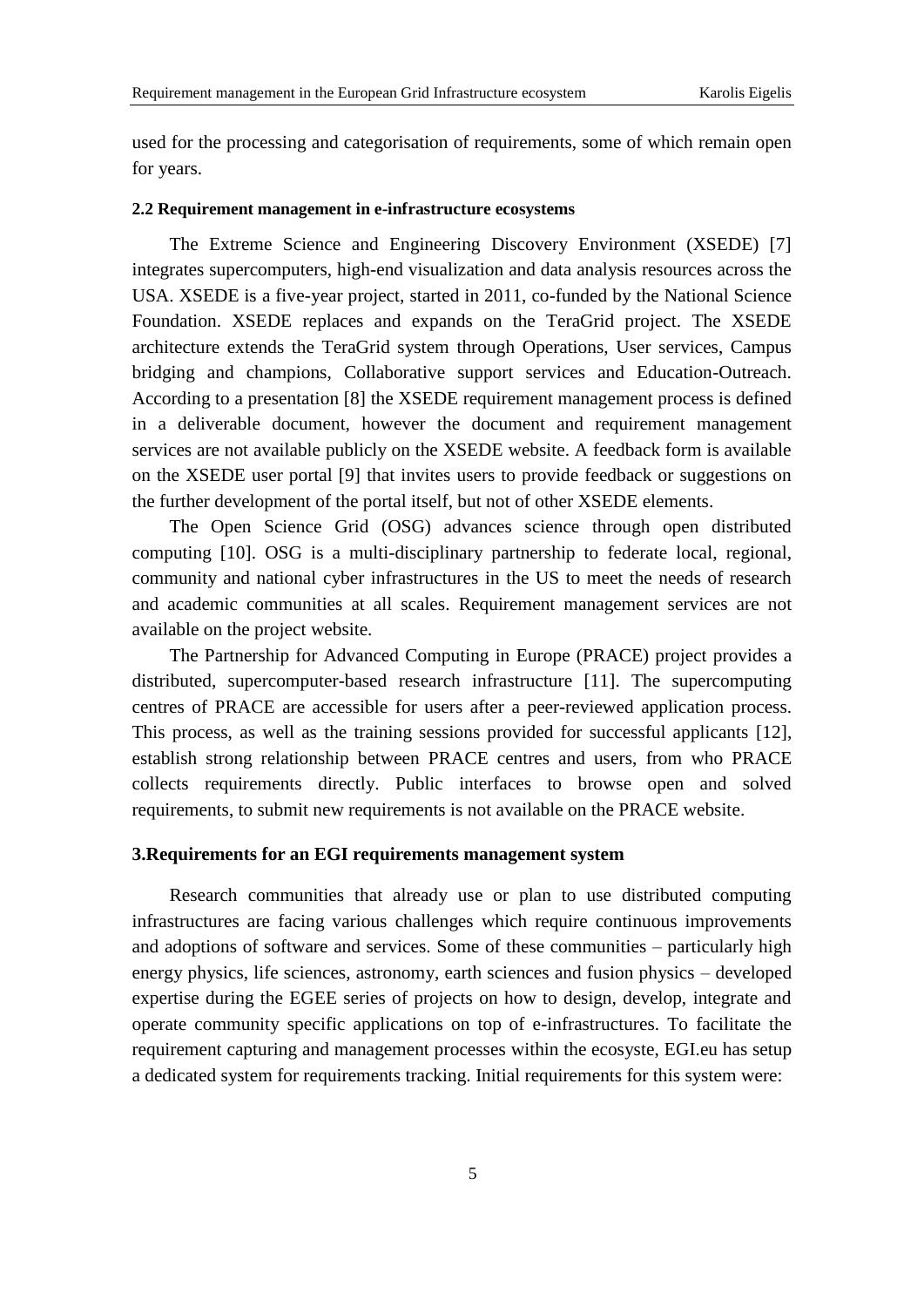used for the processing and categorisation of requirements, some of which remain open for years.

### 2.2 Requirement management in e-infrastructure ecosystems

The Extreme Science and Engineering Discovery Environment (XSEDE) [7] integrates supercomputers, high-end visualization and data analysis resources across the USA. XSEDE is a five-year project, started in 2011, co-funded by the National Science Foundation. XSEDE replaces and expands on the TeraGrid project. The XSEDE architecture extends the TeraGrid system through Operations, User services, Campus bridging and champions, Collaborative support services and Education-Outreach. According to a presentation [8] the XSEDE requirement management process is defined in a deliverable document, however the document and requirement management services are not available publicly on the XSEDE website. A feedback form is available on the XSEDE user portal [9] that invites users to provide feedback or suggestions on the further development of the portal itself, but not of other XSEDE elements.

The Open Science Grid (OSG) advances science through open distributed computing [10]. OSG is a multi-disciplinary partnership to federate local, regional, community and national cyber infrastructures in the US to meet the needs of research and academic communities at all scales. Requirement management services are not available on the project website.

The Partnership for Advanced Computing in Europe (PRACE) project provides a distributed, supercomputer-based research infrastructure [11]. The supercomputing centres of PRACE are accessible for users after a peer-reviewed application process. This process, as well as the training sessions provided for successful applicants [12], establish strong relationship between PRACE centres and users, from who PRACE collects requirements directly. Public interfaces to browse open and solved requirements, to submit new requirements is not available on the PRACE website.

## 3.Requirements for an EGI requirements management system

Research communities that already use or plan to use distributed computing infrastructures are facing various challenges which require continuous improvements and adoptions of software and services. Some of these communities – particularly high energy physics, life sciences, astronomy, earth sciences and fusion physics – developed expertise during the EGEE series of projects on how to design, develop, integrate and operate community specific applications on top of e-infrastructures. To facilitate the requirement capturing and management processes within the ecosyste, EGI.eu has setup a dedicated system for requirements tracking. Initial requirements for this system were: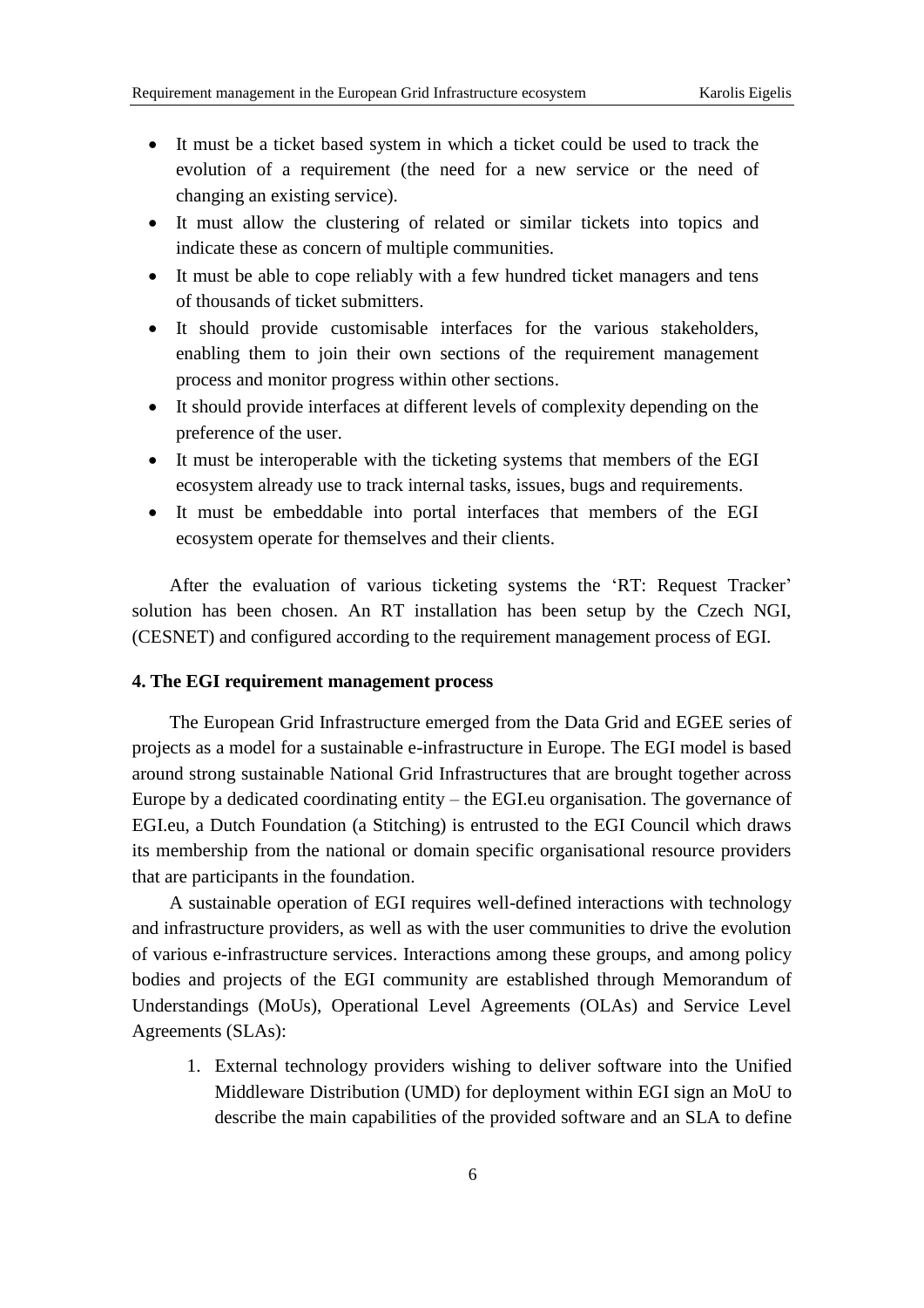- It must be a ticket based system in which a ticket could be used to track the evolution of a requirement (the need for a new service or the need of changing an existing service).
- It must allow the clustering of related or similar tickets into topics and indicate these as concern of multiple communities.
- It must be able to cope reliably with a few hundred ticket managers and tens of thousands of ticket submitters.
- It should provide customisable interfaces for the various stakeholders, enabling them to join their own sections of the requirement management process and monitor progress within other sections.
- It should provide interfaces at different levels of complexity depending on the preference of the user.
- It must be interoperable with the ticketing systems that members of the EGI ecosystem already use to track internal tasks, issues, bugs and requirements.
- It must be embeddable into portal interfaces that members of the EGI ecosystem operate for themselves and their clients.

After the evaluation of various ticketing systems the 'RT: Request Tracker' solution has been chosen. An RT installation has been setup by the Czech NGI, (CESNET) and configured according to the requirement management process of EGI.

**4. The EGI requirement management process**

The European Grid Infrastructure emerged from the Data Grid and EGEE series of projects as a model for a sustainable e-infrastructure in Europe. The EGI model is based around strong sustainable National Grid Infrastructures that are brought together across Europe by a dedicated coordinating entity – the EGI.eu organisation. The governance of EGI.eu, a Dutch Foundation (a Stitching) is entrusted to the EGI Council which draws its membership from the national or domain specific organisational resource providers that are participants in the foundation.

A sustainable operation of EGI requires well-defined interactions with technology and infrastructure providers, as well as with the user communities to drive the evolution of various e-infrastructure services. Interactions among these groups, and among policy bodies and projects of the EGI community are established through Memorandum of Understandings (MoUs), Operational Level Agreements (OLAs) and Service Level Agreements (SLAs):

1. External technology providers wishing to deliver software into the Unified Middleware Distribution (UMD) for deployment within EGI sign an MoU to describe the main capabilities of the provided software and an SLA to define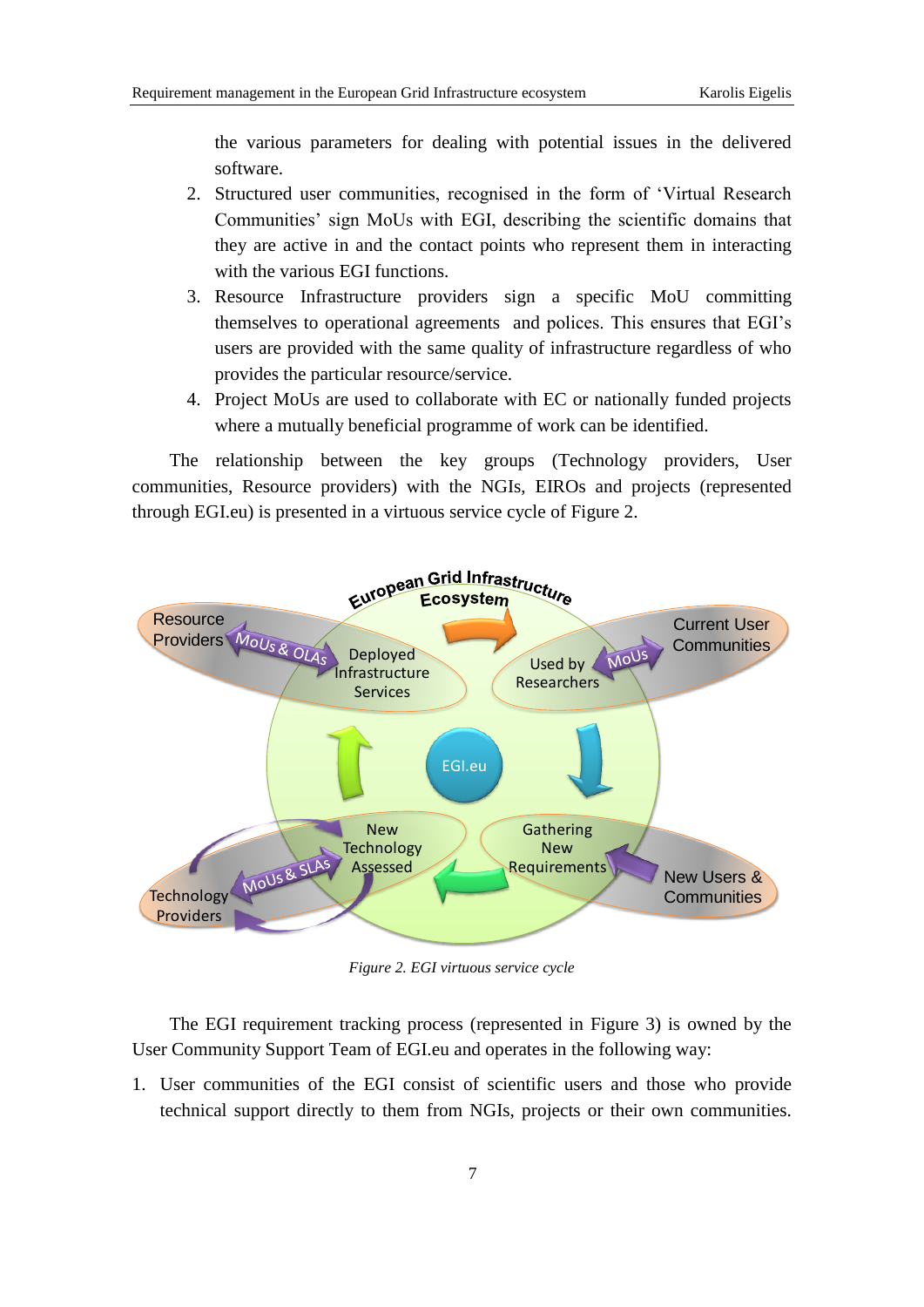the various parameters for dealing with potential issues in the delivered software.

2. Structured user communities, recognised in the form of 'Virtual Research Communities' sign MoUs with EGI, describing the scientific domains that they are active in and the contact points who represent them in interacting with the various EGI functions.
3. Resource Infrastructure providers sign a specific MoU committing themselves to operational agreements and polices. This ensures that EGI's users are provided with the same quality of infrastructure regardless of who provides the particular resource/service.
4. Project MoUs are used to collaborate with EC or nationally funded projects where a mutually beneficial programme of work can be identified.

The relationship between the key groups (Technology providers, User communities, Resource providers) with the NGIs, EIROs and projects (represented through EGI.eu) is presented in a virtuous service cycle of Figure 2.

*Figure 2. EGI virtuous service cycle*

The EGI requirement tracking process (represented in Figure 3) is owned by the User Community Support Team of EGI.eu and operates in the following way:

1. User communities of the EGI consist of scientific users and those who provide technical support directly to them from NGIs, projects or their own communities.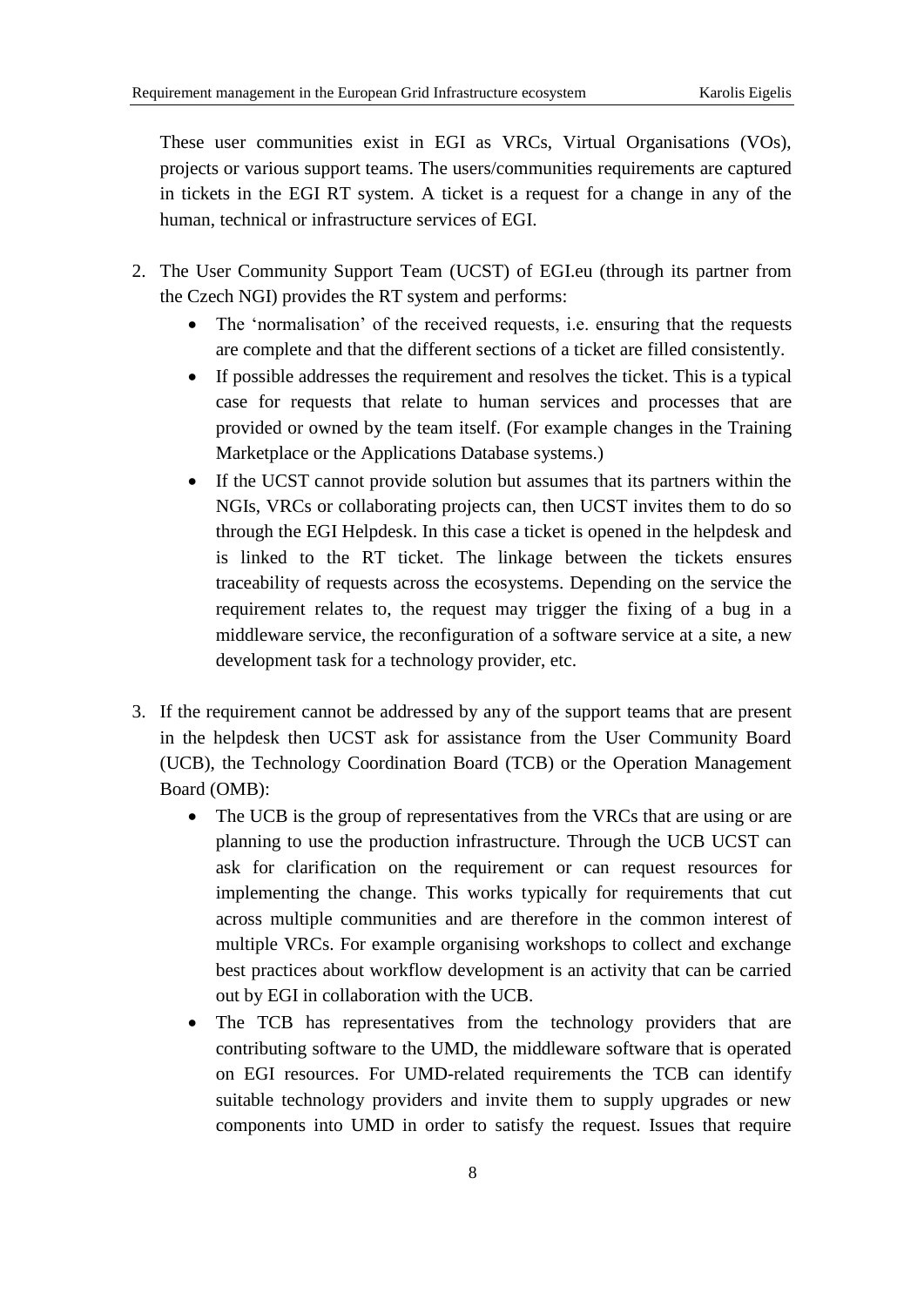These user communities exist in EGI as VRCs, Virtual Organisations (VOs), projects or various support teams. The users/communities requirements are captured in tickets in the EGI RT system. A ticket is a request for a change in any of the human, technical or infrastructure services of EGI.

2. The User Community Support Team (UCST) of EGI.eu (through its partner from the Czech NGI) provides the RT system and performs:
   - The 'normalisation' of the received requests, i.e. ensuring that the requests are complete and that the different sections of a ticket are filled consistently.
   - If possible addresses the requirement and resolves the ticket. This is a typical case for requests that relate to human services and processes that are provided or owned by the team itself. (For example changes in the Training Marketplace or the Applications Database systems.)
   - If the UCST cannot provide solution but assumes that its partners within the NGIs, VRCs or collaborating projects can, then UCST invites them to do so through the EGI Helpdesk. In this case a ticket is opened in the helpdesk and is linked to the RT ticket. The linkage between the tickets ensures traceability of requests across the ecosystems. Depending on the service the requirement relates to, the request may trigger the fixing of a bug in a middleware service, the reconfiguration of a software service at a site, a new development task for a technology provider, etc.

3. If the requirement cannot be addressed by any of the support teams that are present in the helpdesk then UCST ask for assistance from the User Community Board (UCB), the Technology Coordination Board (TCB) or the Operation Management Board (OMB):
   - The UCB is the group of representatives from the VRCs that are using or are planning to use the production infrastructure. Through the UCB UCST can ask for clarification on the requirement or can request resources for implementing the change. This works typically for requirements that cut across multiple communities and are therefore in the common interest of multiple VRCs. For example organising workshops to collect and exchange best practices about workflow development is an activity that can be carried out by EGI in collaboration with the UCB.
   - The TCB has representatives from the technology providers that are contributing software to the UMD, the middleware software that is operated on EGI resources. For UMD-related requirements the TCB can identify suitable technology providers and invite them to supply upgrades or new components into UMD in order to satisfy the request. Issues that require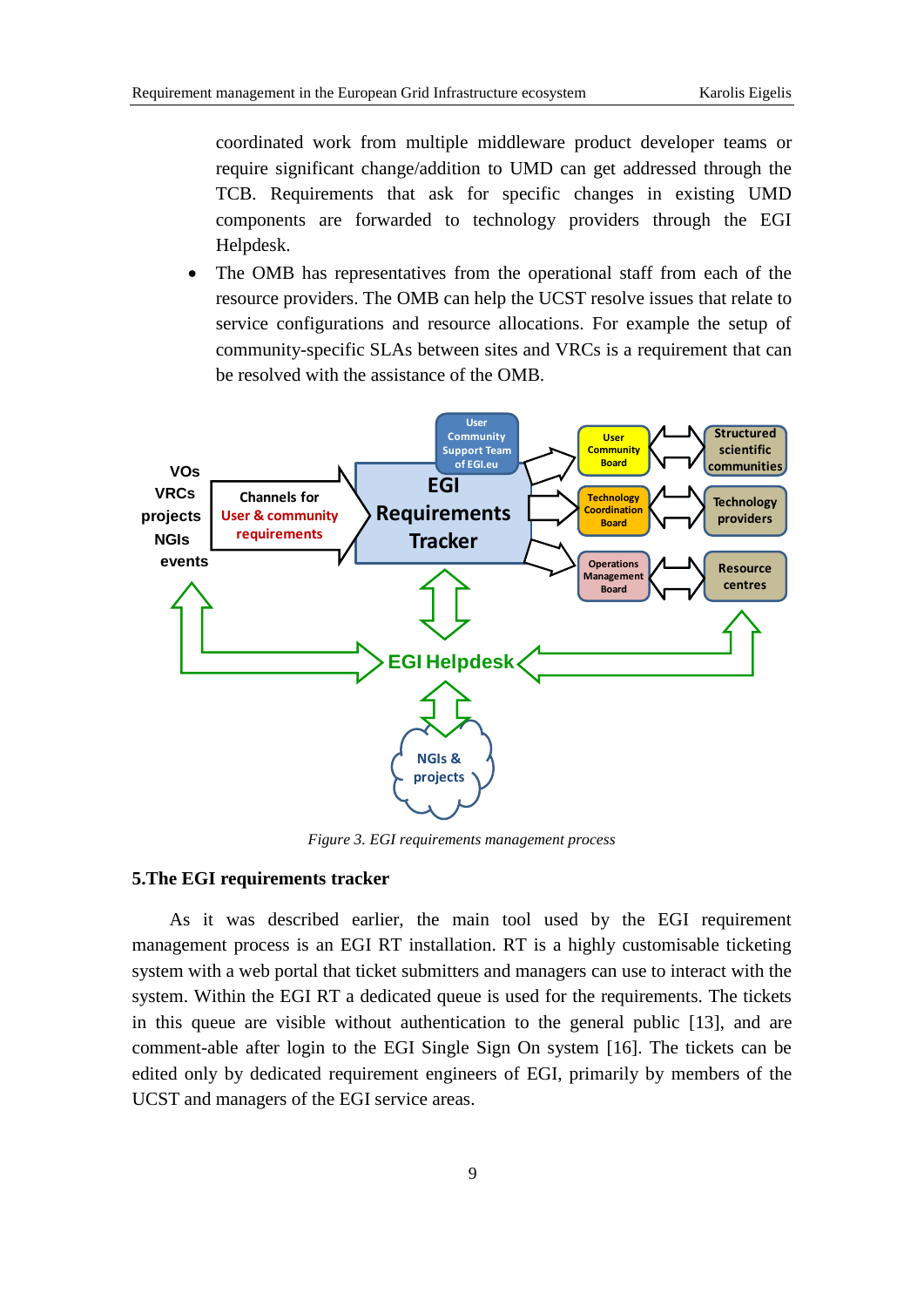coordinated work from multiple middleware product developer teams or require significant change/addition to UMD can get addressed through the TCB. Requirements that ask for specific changes in existing UMD components are forwarded to technology providers through the EGI Helpdesk.

- The OMB has representatives from the operational staff from each of the resource providers. The OMB can help the UCST resolve issues that relate to service configurations and resource allocations. For example the setup of community-specific SLAs between sites and VRCs is a requirement that can be resolved with the assistance of the OMB.

*Figure 3. EGI requirements management process*

## 5.The EGI requirements tracker

As it was described earlier, the main tool used by the EGI requirement management process is an EGI RT installation. RT is a highly customisable ticketing system with a web portal that ticket submitters and managers can use to interact with the system. Within the EGI RT a dedicated queue is used for the requirements. The tickets in this queue are visible without authentication to the general public [13], and are comment-able after login to the EGI Single Sign On system [16]. The tickets can be edited only by dedicated requirement engineers of EGI, primarily by members of the UCST and managers of the EGI service areas.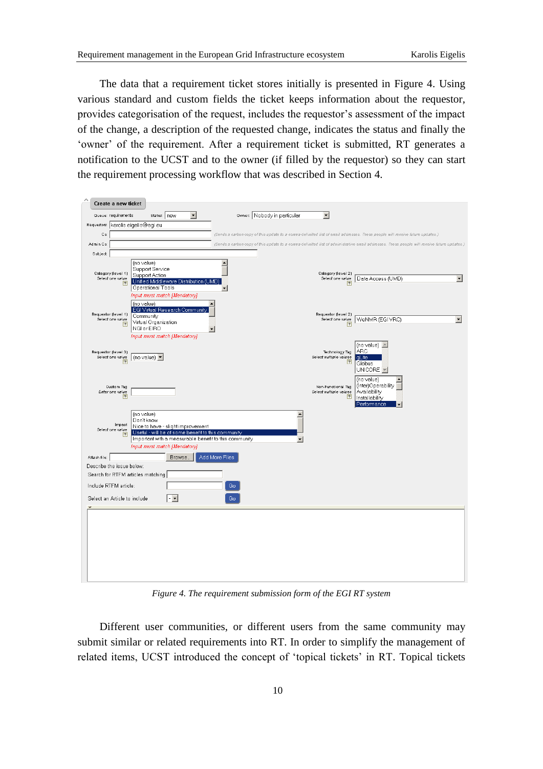The data that a requirement ticket stores initially is presented in Figure 4. Using various standard and custom fields the ticket keeps information about the requestor, provides categorisation of the request, includes the requestor's assessment of the impact of the change, a description of the requested change, indicates the status and finally the 'owner' of the requirement. After a requirement ticket is submitted, RT generates a notification to the UCST and to the owner (if filled by the requestor) so they can start the requirement processing workflow that was described in Section 4.

*Figure 4. The requirement submission form of the EGI RT system*

Different user communities, or different users from the same community may submit similar or related requirements into RT. In order to simplify the management of related items, UCST introduced the concept of 'topical tickets' in RT. Topical tickets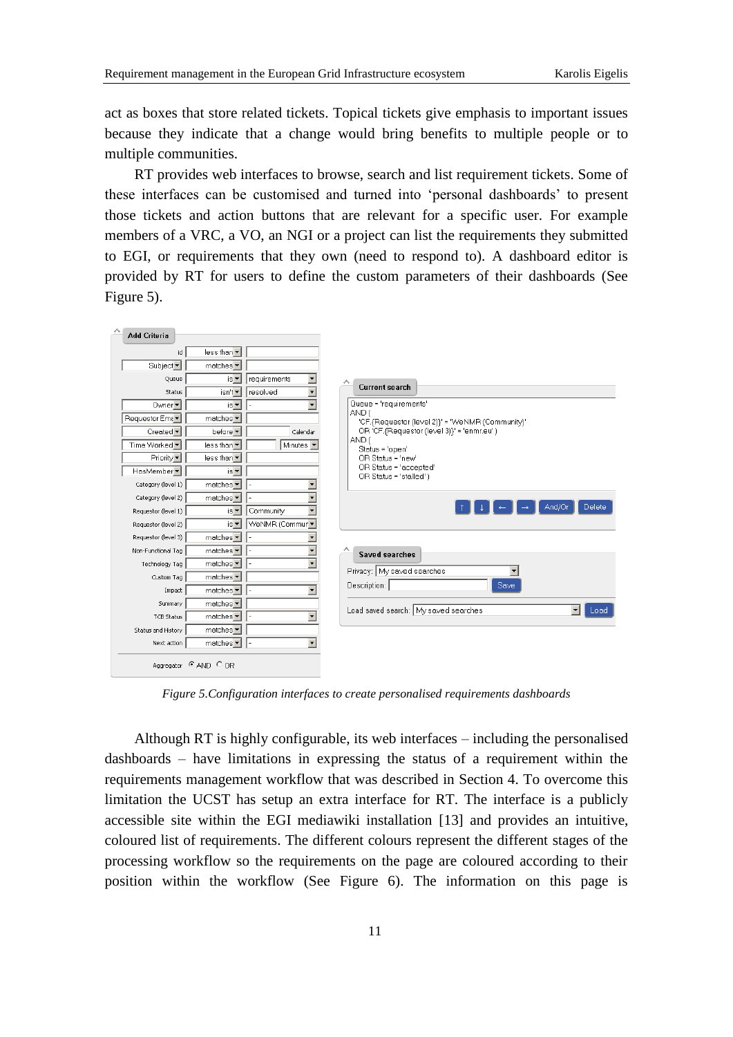act as boxes that store related tickets. Topical tickets give emphasis to important issues because they indicate that a change would bring benefits to multiple people or to multiple communities.

RT provides web interfaces to browse, search and list requirement tickets. Some of these interfaces can be customised and turned into 'personal dashboards' to present those tickets and action buttons that are relevant for a specific user. For example members of a VRC, a VO, an NGI or a project can list the requirements they submitted to EGI, or requirements that they own (need to respond to). A dashboard editor is provided by RT for users to define the custom parameters of their dashboards (See Figure 5).

*Figure 5.Configuration interfaces to create personalised requirements dashboards*

Although RT is highly configurable, its web interfaces – including the personalised dashboards – have limitations in expressing the status of a requirement within the requirements management workflow that was described in Section 4. To overcome this limitation the UCST has setup an extra interface for RT. The interface is a publicly accessible site within the EGI mediawiki installation [13] and provides an intuitive, coloured list of requirements. The different colours represent the different stages of the processing workflow so the requirements on the page are coloured according to their position within the workflow (See Figure 6). The information on this page is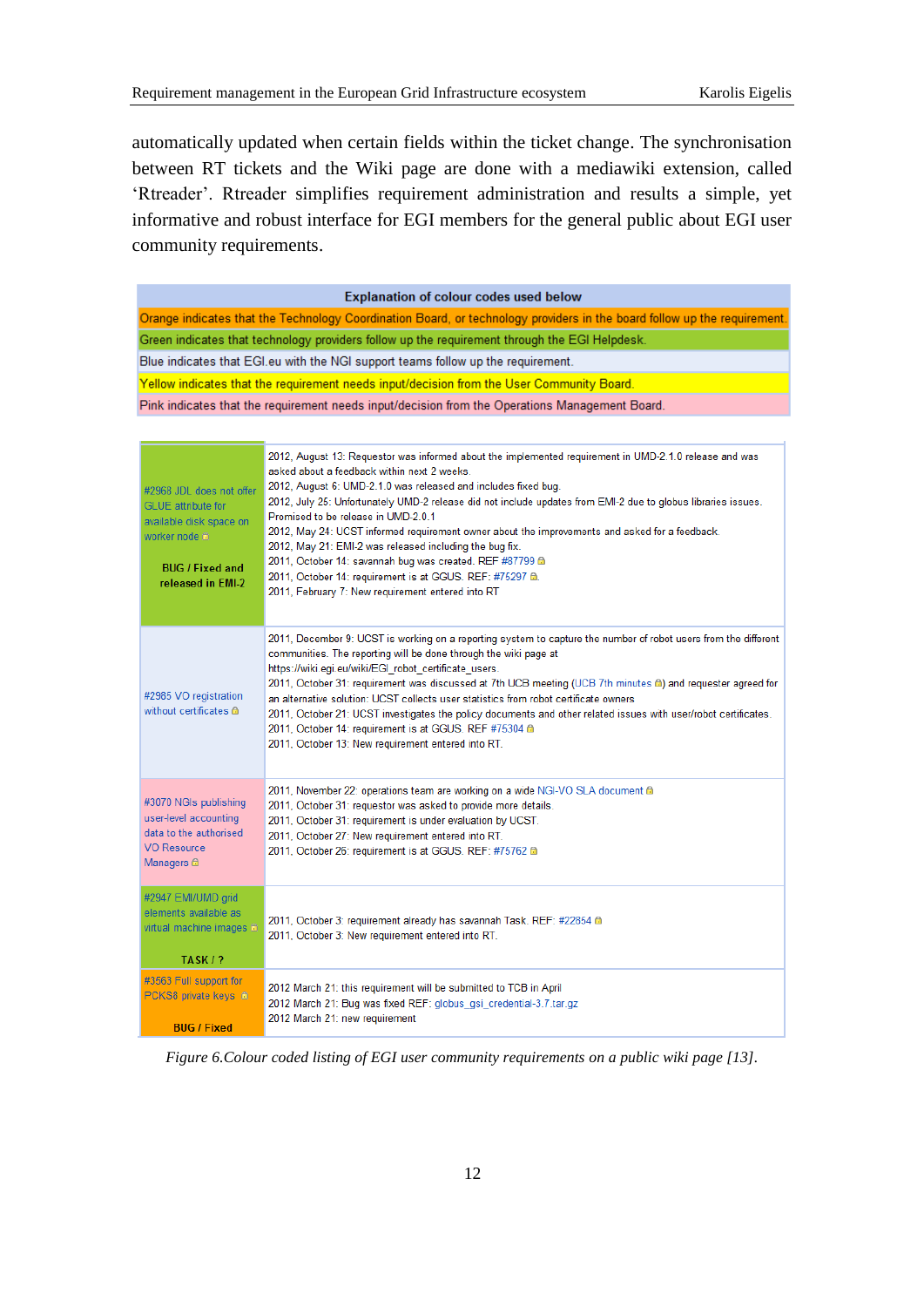automatically updated when certain fields within the ticket change. The synchronisation between RT tickets and the Wiki page are done with a mediawiki extension, called 'Rtreader'. Rtreader simplifies requirement administration and results a simple, yet informative and robust interface for EGI members for the general public about EGI user community requirements.

| Explanation of colour codes used below |
|---|
| Orange indicates that the Technology Coordination Board, or technology providers in the board follow up the requirement. |
| Green indicates that technology providers follow up the requirement through the EGI Helpdesk. |
| Blue indicates that EGI.eu with the NGI support teams follow up the requirement. |
| Yellow indicates that the requirement needs input/decision from the User Community Board. |
| Pink indicates that the requirement needs input/decision from the Operations Management Board. |

| Requirement | History |
|---|---|
| #2968 JDL does not offer GLUE attribute for available disk space on worker node<br><br>**BUG / Fixed and released in EMI-2** | 2012, August 13: Requestor was informed about the implemented requirement in UMD-2.1.0 release and was asked about a feedback within next 2 weeks.<br>2012, August 6: UMD-2.1.0 was released and includes fixed bug.<br>2012, July 25: Unfortunately UMD-2 release did not include updates from EMI-2 due to globus libraries issues. Promised to be release in UMD-2.0.1<br>2012, May 24: UCST informed requirement owner about the improvements and asked for a feedback.<br>2012, May 21: EMI-2 was released including the bug fix.<br>2011, October 14: savannah bug was created. REF #87799<br>2011, October 14: requirement is at GGUS. REF: #75297<br>2011, February 7: New requirement entered into RT |
| #2985 VO registration without certificates | 2011, December 9: UCST is working on a reporting system to capture the number of robot users from the different communities. The reporting will be done through the wiki page at https://wiki.egi.eu/wiki/EGI_robot_certificate_users.<br>2011, October 31: requirement was discussed at 7th UCB meeting (UCB 7th minutes) and requester agreed for an alternative solution: UCST collects user statistics from robot certificate owners<br>2011, October 21: UCST investigates the policy documents and other related issues with user/robot certificates.<br>2011, October 14: requirement is at GGUS. REF #75304<br>2011, October 13: New requirement entered into RT. |
| #3070 NGIs publishing user-level accounting data to the authorised VO Resource Managers | 2011, November 22: operations team are working on a wide NGI-VO SLA document<br>2011, October 31: requestor was asked to provide more details.<br>2011, October 31: requirement is under evaluation by UCST.<br>2011, October 27: New requirement entered into RT.<br>2011, October 26: requirement is at GGUS. REF: #75762 |
| #2947 EMI/UMD grid elements available as virtual machine images<br><br>**TASK / ?** | 2011, October 3: requirement already has savannah Task. REF: #22854<br>2011, October 3: New requirement entered into RT. |
| #3563 Full support for PCKS8 private keys<br><br>**BUG / Fixed** | 2012 March 21: this requirement will be submitted to TCB in April<br>2012 March 21: Bug was fixed REF: globus_gsi_credential-3.7.tar.gz<br>2012 March 21: new requirement |

*Figure 6.Colour coded listing of EGI user community requirements on a public wiki page [13].*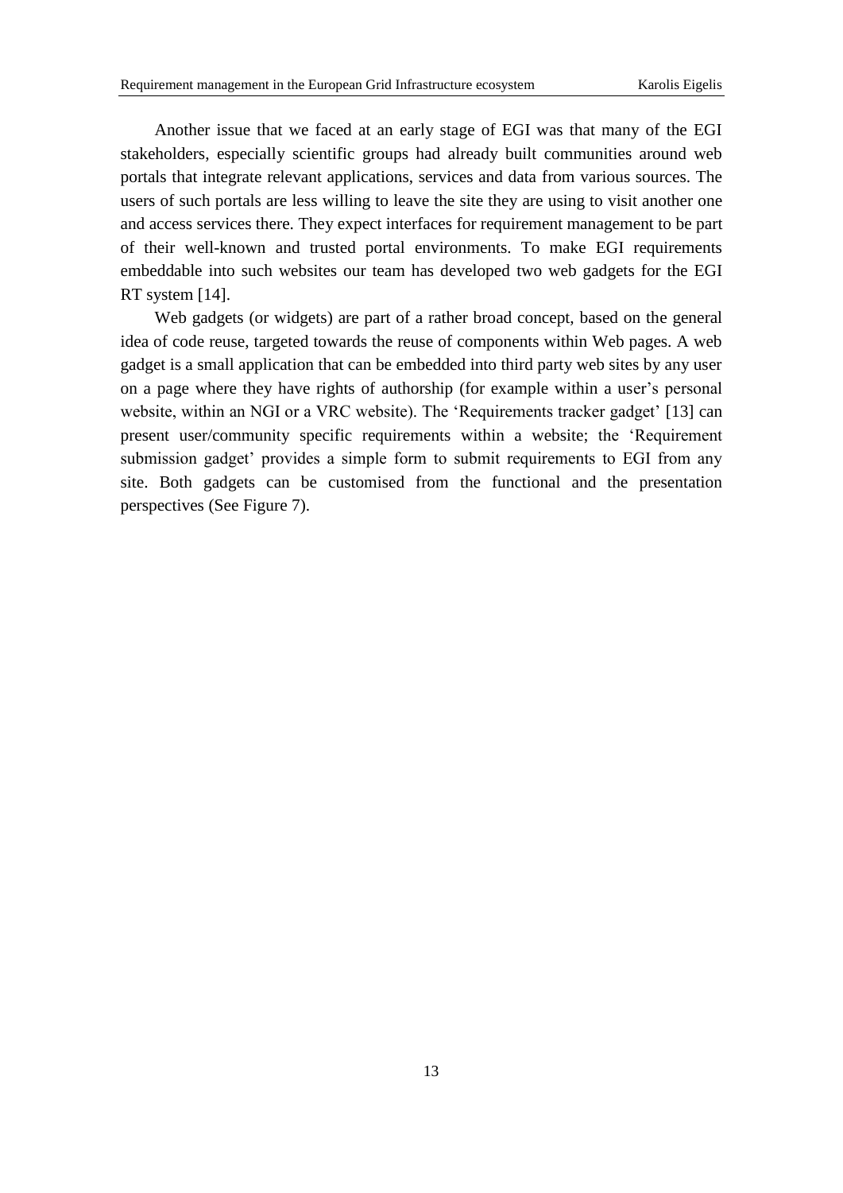Another issue that we faced at an early stage of EGI was that many of the EGI stakeholders, especially scientific groups had already built communities around web portals that integrate relevant applications, services and data from various sources. The users of such portals are less willing to leave the site they are using to visit another one and access services there. They expect interfaces for requirement management to be part of their well-known and trusted portal environments. To make EGI requirements embeddable into such websites our team has developed two web gadgets for the EGI RT system [14].

Web gadgets (or widgets) are part of a rather broad concept, based on the general idea of code reuse, targeted towards the reuse of components within Web pages. A web gadget is a small application that can be embedded into third party web sites by any user on a page where they have rights of authorship (for example within a user's personal website, within an NGI or a VRC website). The 'Requirements tracker gadget' [13] can present user/community specific requirements within a website; the 'Requirement submission gadget' provides a simple form to submit requirements to EGI from any site. Both gadgets can be customised from the functional and the presentation perspectives (See Figure 7).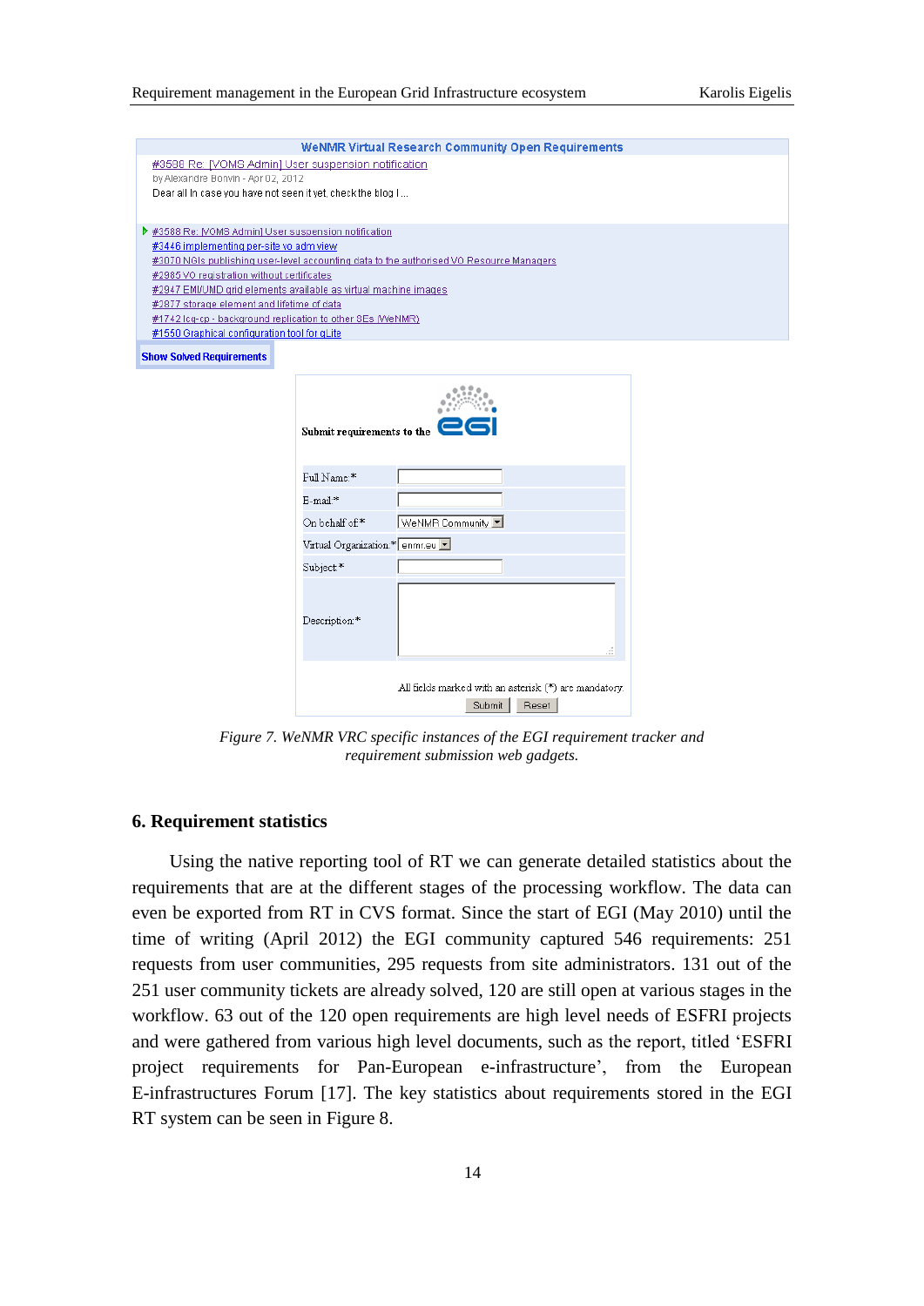WeNMR Virtual Research Community Open Requirements

#3588 Re: [VOMS Admin] User suspension notification
by Alexandre Bonvin - Apr 02, 2012
Dear all In case you have not seen it yet, check the blog I ...

- #3588 Re: [VOMS Admin] User suspension notification
- #3446 implementing per-site vo adm view
- #3070 NGIs publishing user-level accounting data to the authorised VO Resource Managers
- #2985 VO registration without certificates
- #2947 EMI/UMD grid elements available as virtual machine images
- #2877 storage element and lifetime of data
- #1742 lcg-cp - background replication to other SEs (WeNMR)
- #1550 Graphical configuration tool for gLite

Show Solved Requirements

Submit requirements to the EGI

| | |
|---|---|
| Full Name:* | |
| E-mail:* | |
| On behalf of:* | WeNMR Community |
| Virtual Organization:* | enmr.eu |
| Subject:* | |
| Description:* | |

All fields marked with an asterisk (*) are mandatory.

Submit  Reset

*Figure 7. WeNMR VRC specific instances of the EGI requirement tracker and requirement submission web gadgets.*

## 6. Requirement statistics

Using the native reporting tool of RT we can generate detailed statistics about the requirements that are at the different stages of the processing workflow. The data can even be exported from RT in CVS format. Since the start of EGI (May 2010) until the time of writing (April 2012) the EGI community captured 546 requirements: 251 requests from user communities, 295 requests from site administrators. 131 out of the 251 user community tickets are already solved, 120 are still open at various stages in the workflow. 63 out of the 120 open requirements are high level needs of ESFRI projects and were gathered from various high level documents, such as the report, titled 'ESFRI project requirements for Pan-European e-infrastructure', from the European E-infrastructures Forum [17]. The key statistics about requirements stored in the EGI RT system can be seen in Figure 8.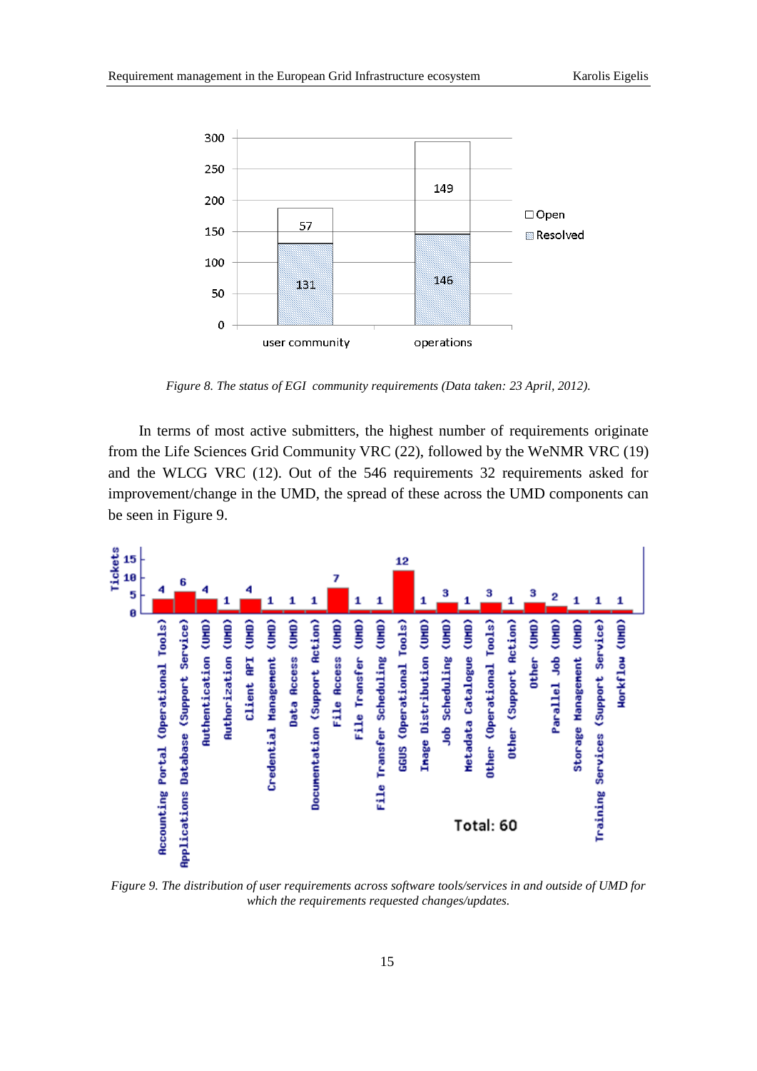Figure 8. The status of EGI community requirements (Data taken: 23 April, 2012).

In terms of most active submitters, the highest number of requirements originate from the Life Sciences Grid Community VRC (22), followed by the WeNMR VRC (19) and the WLCG VRC (12). Out of the 546 requirements 32 requirements asked for improvement/change in the UMD, the spread of these across the UMD components can be seen in Figure 9.

Figure 9. The distribution of user requirements across software tools/services in and outside of UMD for which the requirements requested changes/updates.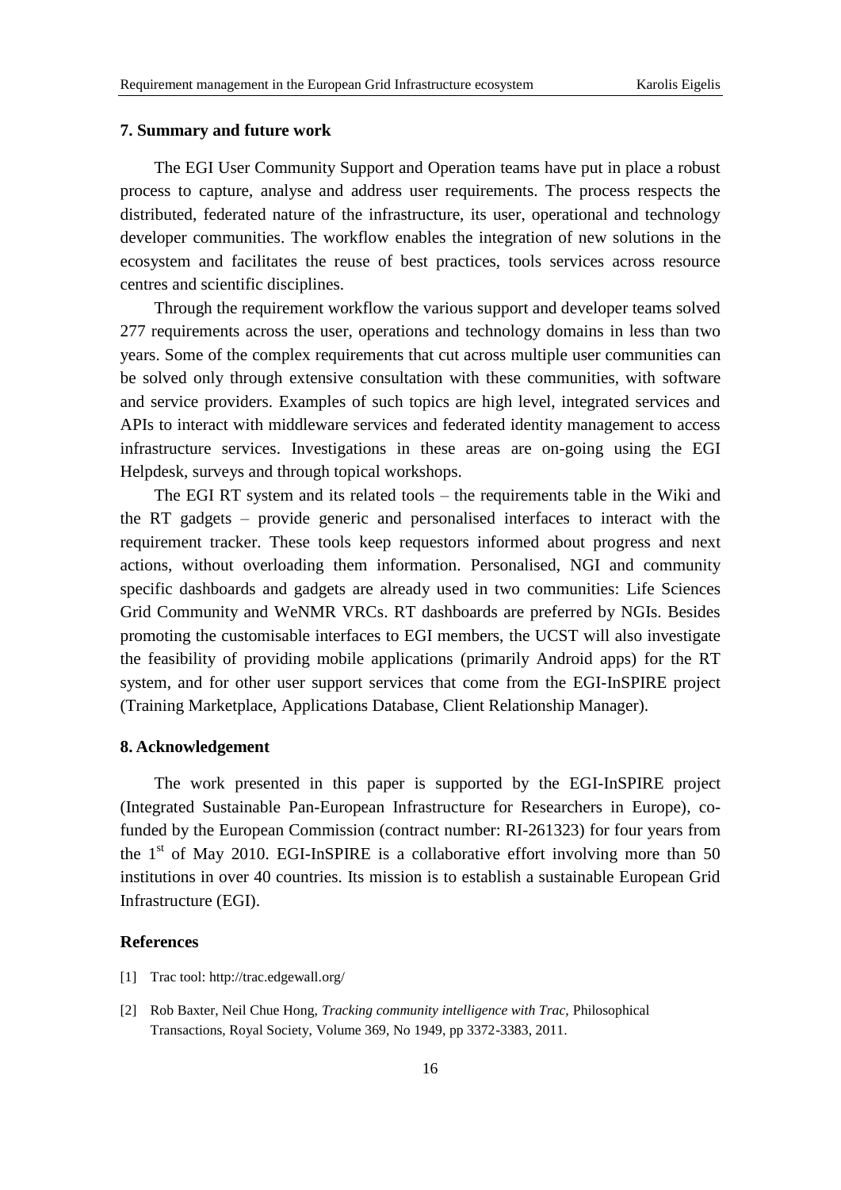## 7. Summary and future work

The EGI User Community Support and Operation teams have put in place a robust process to capture, analyse and address user requirements. The process respects the distributed, federated nature of the infrastructure, its user, operational and technology developer communities. The workflow enables the integration of new solutions in the ecosystem and facilitates the reuse of best practices, tools services across resource centres and scientific disciplines.

Through the requirement workflow the various support and developer teams solved 277 requirements across the user, operations and technology domains in less than two years. Some of the complex requirements that cut across multiple user communities can be solved only through extensive consultation with these communities, with software and service providers. Examples of such topics are high level, integrated services and APIs to interact with middleware services and federated identity management to access infrastructure services. Investigations in these areas are on-going using the EGI Helpdesk, surveys and through topical workshops.

The EGI RT system and its related tools – the requirements table in the Wiki and the RT gadgets – provide generic and personalised interfaces to interact with the requirement tracker. These tools keep requestors informed about progress and next actions, without overloading them information. Personalised, NGI and community specific dashboards and gadgets are already used in two communities: Life Sciences Grid Community and WeNMR VRCs. RT dashboards are preferred by NGIs. Besides promoting the customisable interfaces to EGI members, the UCST will also investigate the feasibility of providing mobile applications (primarily Android apps) for the RT system, and for other user support services that come from the EGI-InSPIRE project (Training Marketplace, Applications Database, Client Relationship Manager).

## 8. Acknowledgement

The work presented in this paper is supported by the EGI-InSPIRE project (Integrated Sustainable Pan-European Infrastructure for Researchers in Europe), co-funded by the European Commission (contract number: RI-261323) for four years from the 1st of May 2010. EGI-InSPIRE is a collaborative effort involving more than 50 institutions in over 40 countries. Its mission is to establish a sustainable European Grid Infrastructure (EGI).

## References

[1] Trac tool: http://trac.edgewall.org/

[2] Rob Baxter, Neil Chue Hong, *Tracking community intelligence with Trac*, Philosophical Transactions, Royal Society, Volume 369, No 1949, pp 3372-3383, 2011.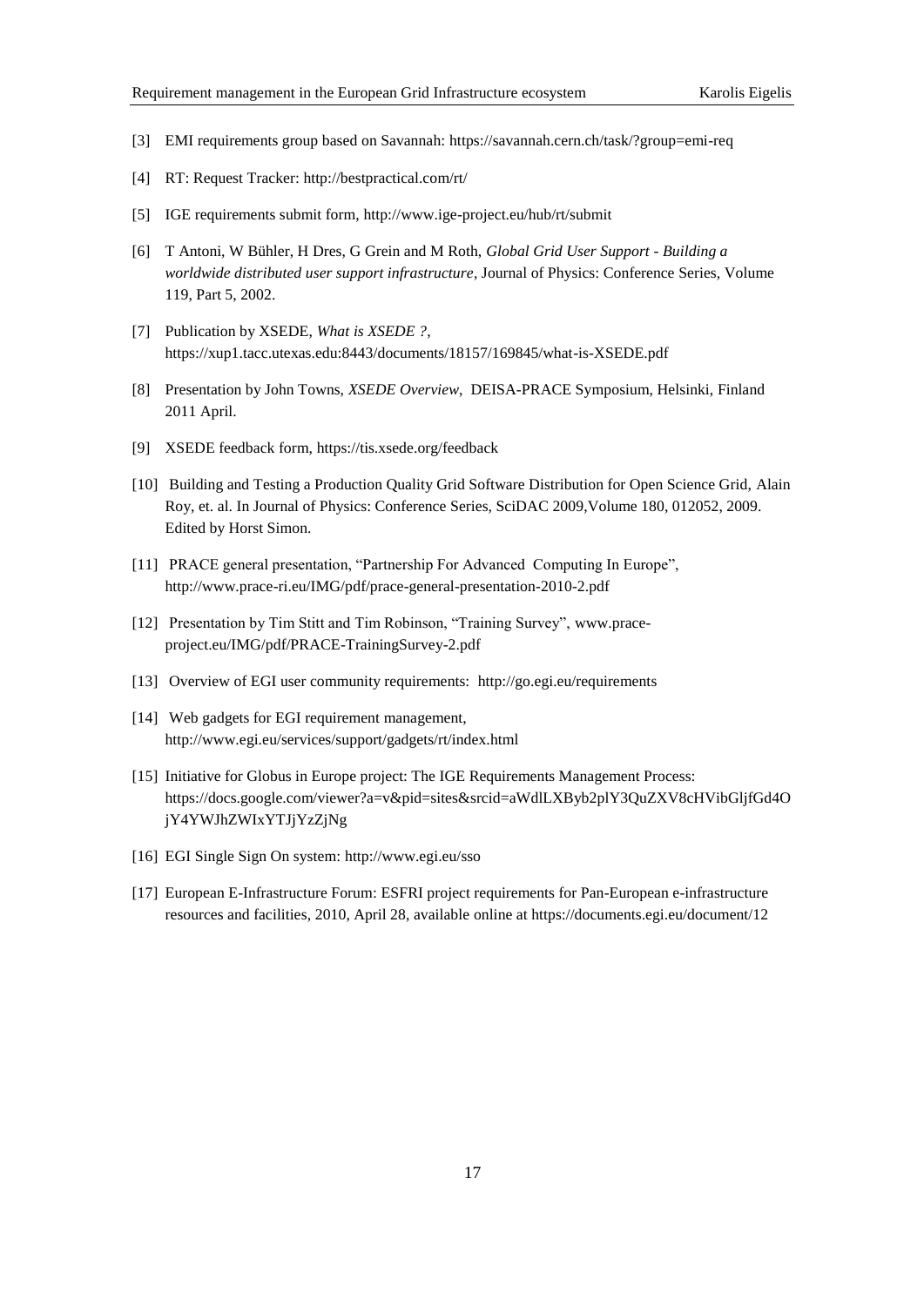[3] EMI requirements group based on Savannah: https://savannah.cern.ch/task/?group=emi-req

[4] RT: Request Tracker: http://bestpractical.com/rt/

[5] IGE requirements submit form, http://www.ige-project.eu/hub/rt/submit

[6] T Antoni, W Bühler, H Dres, G Grein and M Roth, *Global Grid User Support - Building a worldwide distributed user support infrastructure*, Journal of Physics: Conference Series, Volume 119, Part 5, 2002.

[7] Publication by XSEDE, *What is XSEDE ?*, https://xup1.tacc.utexas.edu:8443/documents/18157/169845/what-is-XSEDE.pdf

[8] Presentation by John Towns, *XSEDE Overview*, DEISA-PRACE Symposium, Helsinki, Finland 2011 April.

[9] XSEDE feedback form, https://tis.xsede.org/feedback

[10] Building and Testing a Production Quality Grid Software Distribution for Open Science Grid, Alain Roy, et. al. In Journal of Physics: Conference Series, SciDAC 2009,Volume 180, 012052, 2009. Edited by Horst Simon.

[11] PRACE general presentation, "Partnership For Advanced Computing In Europe", http://www.prace-ri.eu/IMG/pdf/prace-general-presentation-2010-2.pdf

[12] Presentation by Tim Stitt and Tim Robinson, "Training Survey", www.prace-project.eu/IMG/pdf/PRACE-TrainingSurvey-2.pdf

[13] Overview of EGI user community requirements: http://go.egi.eu/requirements

[14] Web gadgets for EGI requirement management, http://www.egi.eu/services/support/gadgets/rt/index.html

[15] Initiative for Globus in Europe project: The IGE Requirements Management Process: https://docs.google.com/viewer?a=v&pid=sites&srcid=aWdlLXByb2plY3QuZXV8cHVibGljfGd4OjY4YWJhZWIxYTJjYzZjNg

[16] EGI Single Sign On system: http://www.egi.eu/sso

[17] European E-Infrastructure Forum: ESFRI project requirements for Pan-European e-infrastructure resources and facilities, 2010, April 28, available online at https://documents.egi.eu/document/12